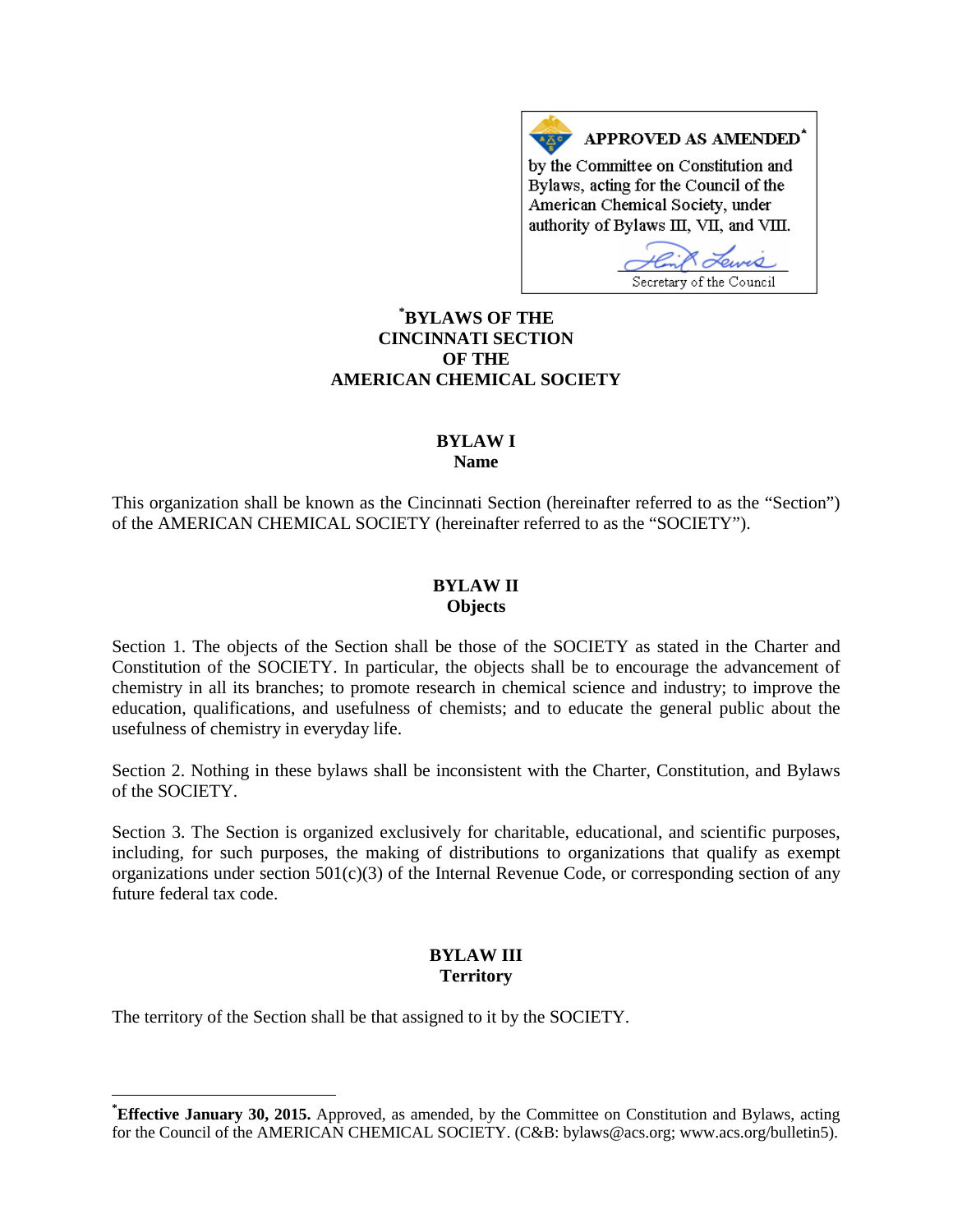**APPROVED AS AMENDED***

by the Committee on Constitution and Bylaws, acting for the Council of the American Chemical Society, under authority of Bylaws III, VII, and VIII.

Secretary of the Council

# *BYLAWS OF THE CINCINNATI SECTION OF THE AMERICAN CHEMICAL SOCIETY

## BYLAW I
## Name

This organization shall be known as the Cincinnati Section (hereinafter referred to as the "Section") of the AMERICAN CHEMICAL SOCIETY (hereinafter referred to as the "SOCIETY").

## BYLAW II
## Objects

Section 1. The objects of the Section shall be those of the SOCIETY as stated in the Charter and Constitution of the SOCIETY. In particular, the objects shall be to encourage the advancement of chemistry in all its branches; to promote research in chemical science and industry; to improve the education, qualifications, and usefulness of chemists; and to educate the general public about the usefulness of chemistry in everyday life.

Section 2. Nothing in these bylaws shall be inconsistent with the Charter, Constitution, and Bylaws of the SOCIETY.

Section 3. The Section is organized exclusively for charitable, educational, and scientific purposes, including, for such purposes, the making of distributions to organizations that qualify as exempt organizations under section 501(c)(3) of the Internal Revenue Code, or corresponding section of any future federal tax code.

## BYLAW III
## Territory

The territory of the Section shall be that assigned to it by the SOCIETY.

---

***Effective January 30, 2015.** Approved, as amended, by the Committee on Constitution and Bylaws, acting for the Council of the AMERICAN CHEMICAL SOCIETY. (C&B: bylaws@acs.org; www.acs.org/bulletin5).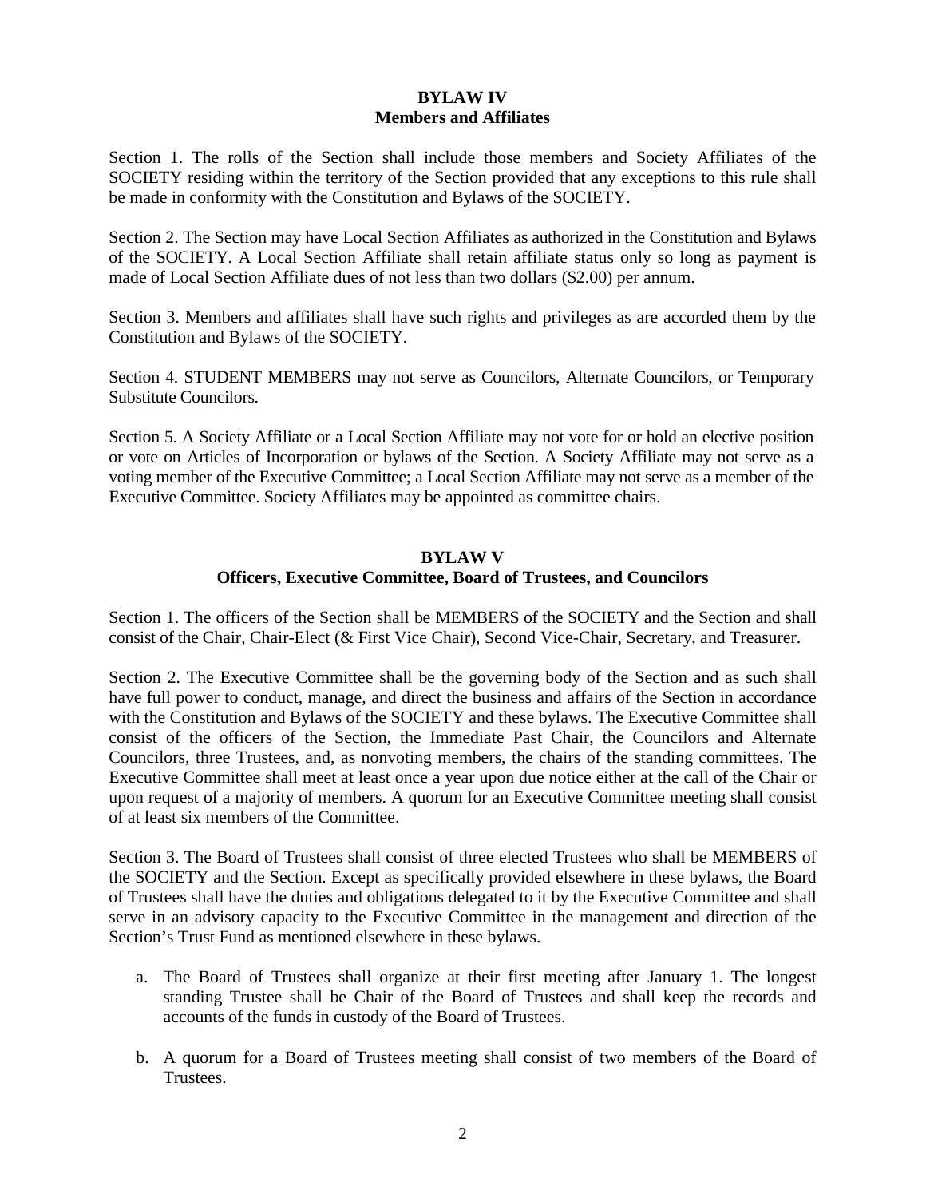## BYLAW IV
## Members and Affiliates

Section 1. The rolls of the Section shall include those members and Society Affiliates of the SOCIETY residing within the territory of the Section provided that any exceptions to this rule shall be made in conformity with the Constitution and Bylaws of the SOCIETY.

Section 2. The Section may have Local Section Affiliates as authorized in the Constitution and Bylaws of the SOCIETY. A Local Section Affiliate shall retain affiliate status only so long as payment is made of Local Section Affiliate dues of not less than two dollars ($2.00) per annum.

Section 3. Members and affiliates shall have such rights and privileges as are accorded them by the Constitution and Bylaws of the SOCIETY.

Section 4. STUDENT MEMBERS may not serve as Councilors, Alternate Councilors, or Temporary Substitute Councilors.

Section 5. A Society Affiliate or a Local Section Affiliate may not vote for or hold an elective position or vote on Articles of Incorporation or bylaws of the Section. A Society Affiliate may not serve as a voting member of the Executive Committee; a Local Section Affiliate may not serve as a member of the Executive Committee. Society Affiliates may be appointed as committee chairs.

## BYLAW V
## Officers, Executive Committee, Board of Trustees, and Councilors

Section 1. The officers of the Section shall be MEMBERS of the SOCIETY and the Section and shall consist of the Chair, Chair-Elect (& First Vice Chair), Second Vice-Chair, Secretary, and Treasurer.

Section 2. The Executive Committee shall be the governing body of the Section and as such shall have full power to conduct, manage, and direct the business and affairs of the Section in accordance with the Constitution and Bylaws of the SOCIETY and these bylaws. The Executive Committee shall consist of the officers of the Section, the Immediate Past Chair, the Councilors and Alternate Councilors, three Trustees, and, as nonvoting members, the chairs of the standing committees. The Executive Committee shall meet at least once a year upon due notice either at the call of the Chair or upon request of a majority of members. A quorum for an Executive Committee meeting shall consist of at least six members of the Committee.

Section 3. The Board of Trustees shall consist of three elected Trustees who shall be MEMBERS of the SOCIETY and the Section. Except as specifically provided elsewhere in these bylaws, the Board of Trustees shall have the duties and obligations delegated to it by the Executive Committee and shall serve in an advisory capacity to the Executive Committee in the management and direction of the Section's Trust Fund as mentioned elsewhere in these bylaws.

a. The Board of Trustees shall organize at their first meeting after January 1. The longest standing Trustee shall be Chair of the Board of Trustees and shall keep the records and accounts of the funds in custody of the Board of Trustees.

b. A quorum for a Board of Trustees meeting shall consist of two members of the Board of Trustees.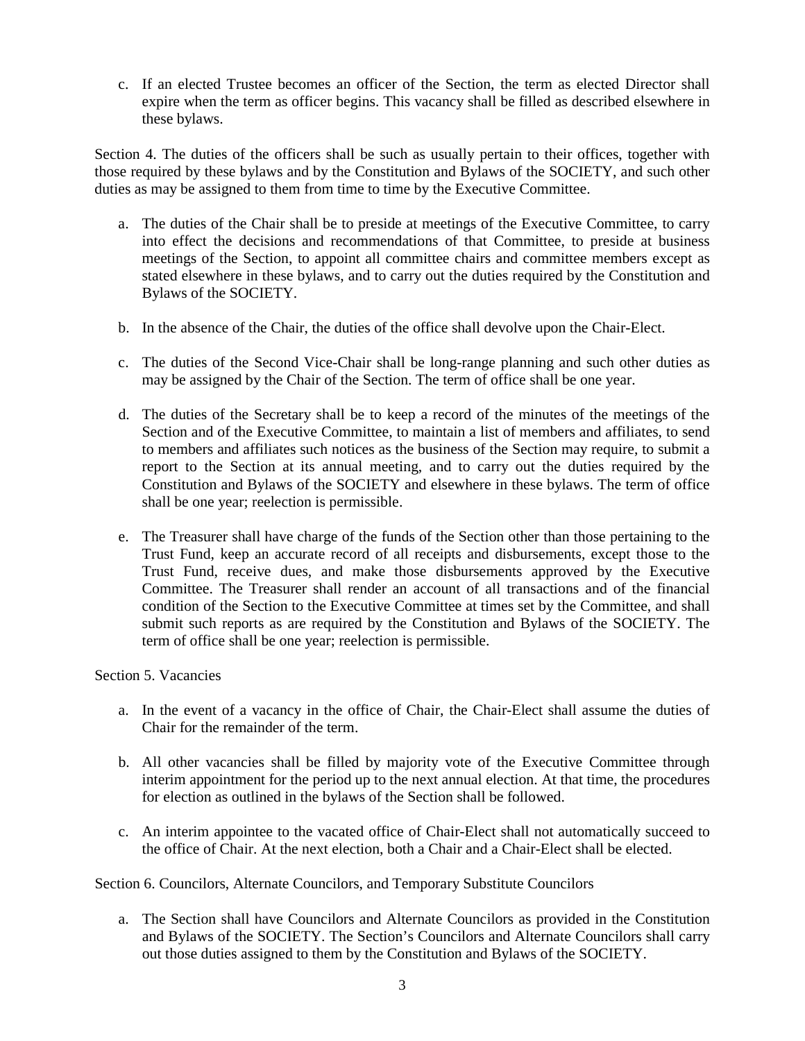c. If an elected Trustee becomes an officer of the Section, the term as elected Director shall expire when the term as officer begins. This vacancy shall be filled as described elsewhere in these bylaws.

Section 4. The duties of the officers shall be such as usually pertain to their offices, together with those required by these bylaws and by the Constitution and Bylaws of the SOCIETY, and such other duties as may be assigned to them from time to time by the Executive Committee.

a. The duties of the Chair shall be to preside at meetings of the Executive Committee, to carry into effect the decisions and recommendations of that Committee, to preside at business meetings of the Section, to appoint all committee chairs and committee members except as stated elsewhere in these bylaws, and to carry out the duties required by the Constitution and Bylaws of the SOCIETY.

b. In the absence of the Chair, the duties of the office shall devolve upon the Chair-Elect.

c. The duties of the Second Vice-Chair shall be long-range planning and such other duties as may be assigned by the Chair of the Section. The term of office shall be one year.

d. The duties of the Secretary shall be to keep a record of the minutes of the meetings of the Section and of the Executive Committee, to maintain a list of members and affiliates, to send to members and affiliates such notices as the business of the Section may require, to submit a report to the Section at its annual meeting, and to carry out the duties required by the Constitution and Bylaws of the SOCIETY and elsewhere in these bylaws. The term of office shall be one year; reelection is permissible.

e. The Treasurer shall have charge of the funds of the Section other than those pertaining to the Trust Fund, keep an accurate record of all receipts and disbursements, except those to the Trust Fund, receive dues, and make those disbursements approved by the Executive Committee. The Treasurer shall render an account of all transactions and of the financial condition of the Section to the Executive Committee at times set by the Committee, and shall submit such reports as are required by the Constitution and Bylaws of the SOCIETY. The term of office shall be one year; reelection is permissible.

Section 5. Vacancies

a. In the event of a vacancy in the office of Chair, the Chair-Elect shall assume the duties of Chair for the remainder of the term.

b. All other vacancies shall be filled by majority vote of the Executive Committee through interim appointment for the period up to the next annual election. At that time, the procedures for election as outlined in the bylaws of the Section shall be followed.

c. An interim appointee to the vacated office of Chair-Elect shall not automatically succeed to the office of Chair. At the next election, both a Chair and a Chair-Elect shall be elected.

Section 6. Councilors, Alternate Councilors, and Temporary Substitute Councilors

a. The Section shall have Councilors and Alternate Councilors as provided in the Constitution and Bylaws of the SOCIETY. The Section's Councilors and Alternate Councilors shall carry out those duties assigned to them by the Constitution and Bylaws of the SOCIETY.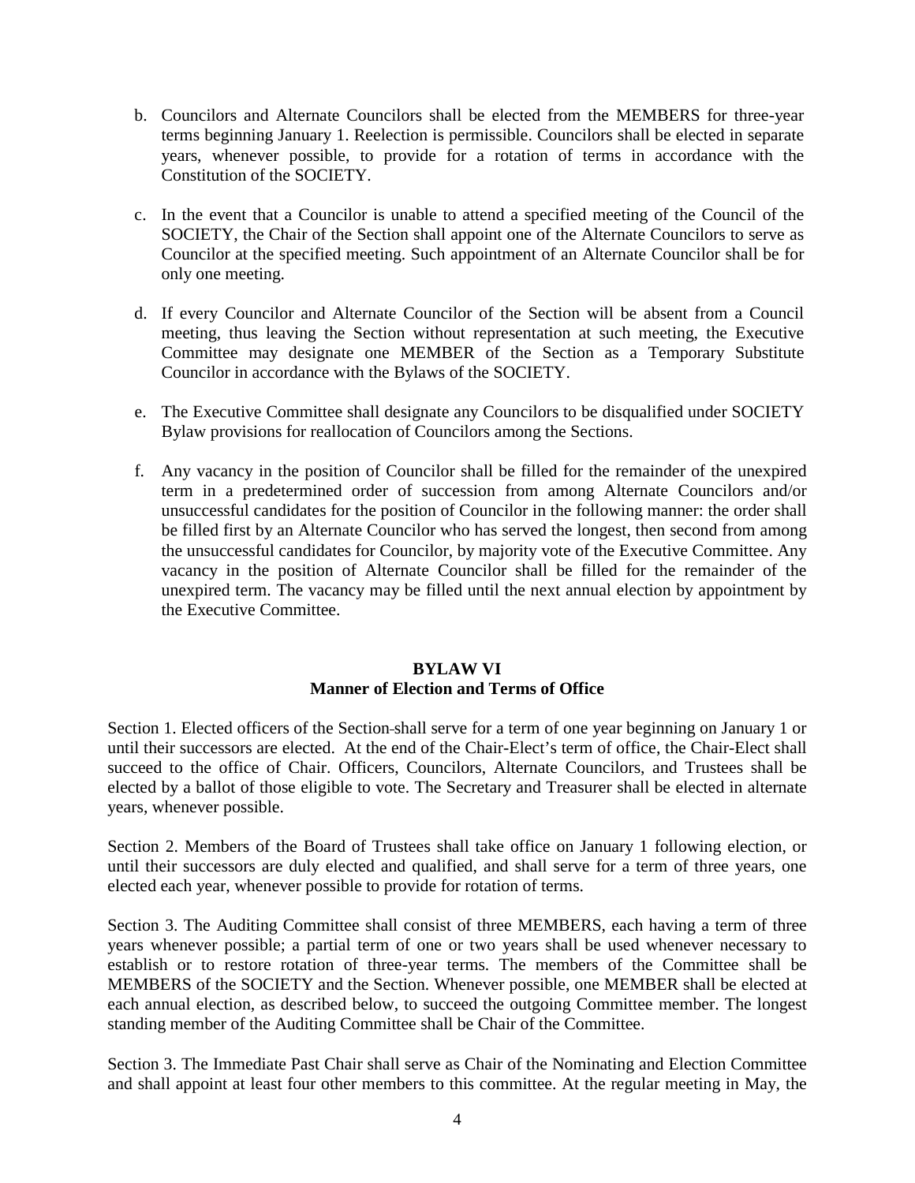b. Councilors and Alternate Councilors shall be elected from the MEMBERS for three-year terms beginning January 1. Reelection is permissible. Councilors shall be elected in separate years, whenever possible, to provide for a rotation of terms in accordance with the Constitution of the SOCIETY.

c. In the event that a Councilor is unable to attend a specified meeting of the Council of the SOCIETY, the Chair of the Section shall appoint one of the Alternate Councilors to serve as Councilor at the specified meeting. Such appointment of an Alternate Councilor shall be for only one meeting.

d. If every Councilor and Alternate Councilor of the Section will be absent from a Council meeting, thus leaving the Section without representation at such meeting, the Executive Committee may designate one MEMBER of the Section as a Temporary Substitute Councilor in accordance with the Bylaws of the SOCIETY.

e. The Executive Committee shall designate any Councilors to be disqualified under SOCIETY Bylaw provisions for reallocation of Councilors among the Sections.

f. Any vacancy in the position of Councilor shall be filled for the remainder of the unexpired term in a predetermined order of succession from among Alternate Councilors and/or unsuccessful candidates for the position of Councilor in the following manner: the order shall be filled first by an Alternate Councilor who has served the longest, then second from among the unsuccessful candidates for Councilor, by majority vote of the Executive Committee. Any vacancy in the position of Alternate Councilor shall be filled for the remainder of the unexpired term. The vacancy may be filled until the next annual election by appointment by the Executive Committee.

## BYLAW VI
## Manner of Election and Terms of Office

Section 1. Elected officers of the Section shall serve for a term of one year beginning on January 1 or until their successors are elected. At the end of the Chair-Elect's term of office, the Chair-Elect shall succeed to the office of Chair. Officers, Councilors, Alternate Councilors, and Trustees shall be elected by a ballot of those eligible to vote. The Secretary and Treasurer shall be elected in alternate years, whenever possible.

Section 2. Members of the Board of Trustees shall take office on January 1 following election, or until their successors are duly elected and qualified, and shall serve for a term of three years, one elected each year, whenever possible to provide for rotation of terms.

Section 3. The Auditing Committee shall consist of three MEMBERS, each having a term of three years whenever possible; a partial term of one or two years shall be used whenever necessary to establish or to restore rotation of three-year terms. The members of the Committee shall be MEMBERS of the SOCIETY and the Section. Whenever possible, one MEMBER shall be elected at each annual election, as described below, to succeed the outgoing Committee member. The longest standing member of the Auditing Committee shall be Chair of the Committee.

Section 3. The Immediate Past Chair shall serve as Chair of the Nominating and Election Committee and shall appoint at least four other members to this committee. At the regular meeting in May, the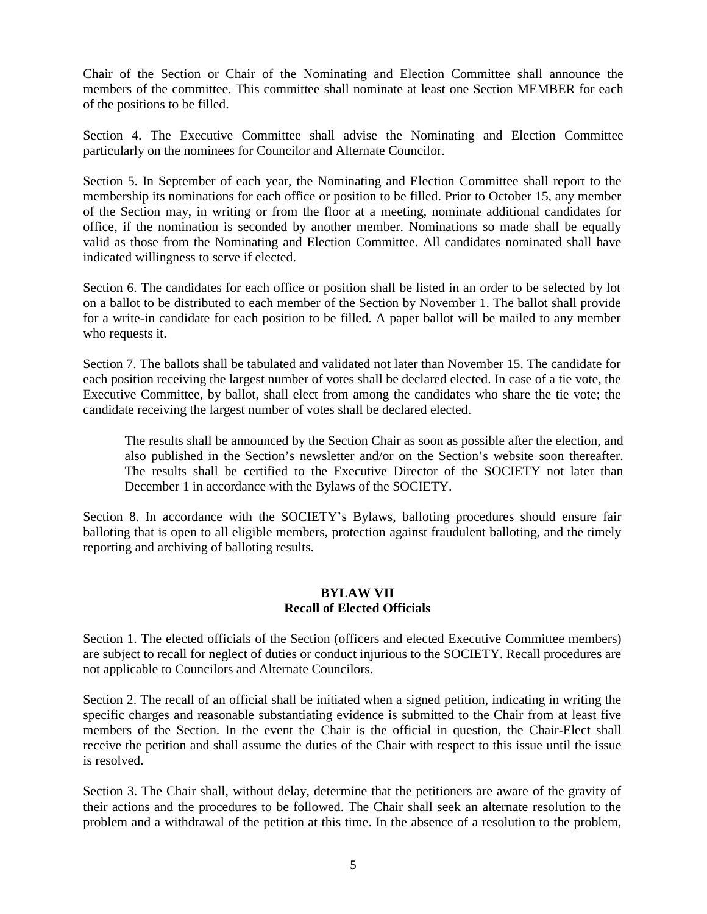Chair of the Section or Chair of the Nominating and Election Committee shall announce the members of the committee. This committee shall nominate at least one Section MEMBER for each of the positions to be filled.

Section 4. The Executive Committee shall advise the Nominating and Election Committee particularly on the nominees for Councilor and Alternate Councilor.

Section 5. In September of each year, the Nominating and Election Committee shall report to the membership its nominations for each office or position to be filled. Prior to October 15, any member of the Section may, in writing or from the floor at a meeting, nominate additional candidates for office, if the nomination is seconded by another member. Nominations so made shall be equally valid as those from the Nominating and Election Committee. All candidates nominated shall have indicated willingness to serve if elected.

Section 6. The candidates for each office or position shall be listed in an order to be selected by lot on a ballot to be distributed to each member of the Section by November 1. The ballot shall provide for a write-in candidate for each position to be filled. A paper ballot will be mailed to any member who requests it.

Section 7. The ballots shall be tabulated and validated not later than November 15. The candidate for each position receiving the largest number of votes shall be declared elected. In case of a tie vote, the Executive Committee, by ballot, shall elect from among the candidates who share the tie vote; the candidate receiving the largest number of votes shall be declared elected.

> The results shall be announced by the Section Chair as soon as possible after the election, and also published in the Section's newsletter and/or on the Section's website soon thereafter. The results shall be certified to the Executive Director of the SOCIETY not later than December 1 in accordance with the Bylaws of the SOCIETY.

Section 8. In accordance with the SOCIETY's Bylaws, balloting procedures should ensure fair balloting that is open to all eligible members, protection against fraudulent balloting, and the timely reporting and archiving of balloting results.

## BYLAW VII
## Recall of Elected Officials

Section 1. The elected officials of the Section (officers and elected Executive Committee members) are subject to recall for neglect of duties or conduct injurious to the SOCIETY. Recall procedures are not applicable to Councilors and Alternate Councilors.

Section 2. The recall of an official shall be initiated when a signed petition, indicating in writing the specific charges and reasonable substantiating evidence is submitted to the Chair from at least five members of the Section. In the event the Chair is the official in question, the Chair-Elect shall receive the petition and shall assume the duties of the Chair with respect to this issue until the issue is resolved.

Section 3. The Chair shall, without delay, determine that the petitioners are aware of the gravity of their actions and the procedures to be followed. The Chair shall seek an alternate resolution to the problem and a withdrawal of the petition at this time. In the absence of a resolution to the problem,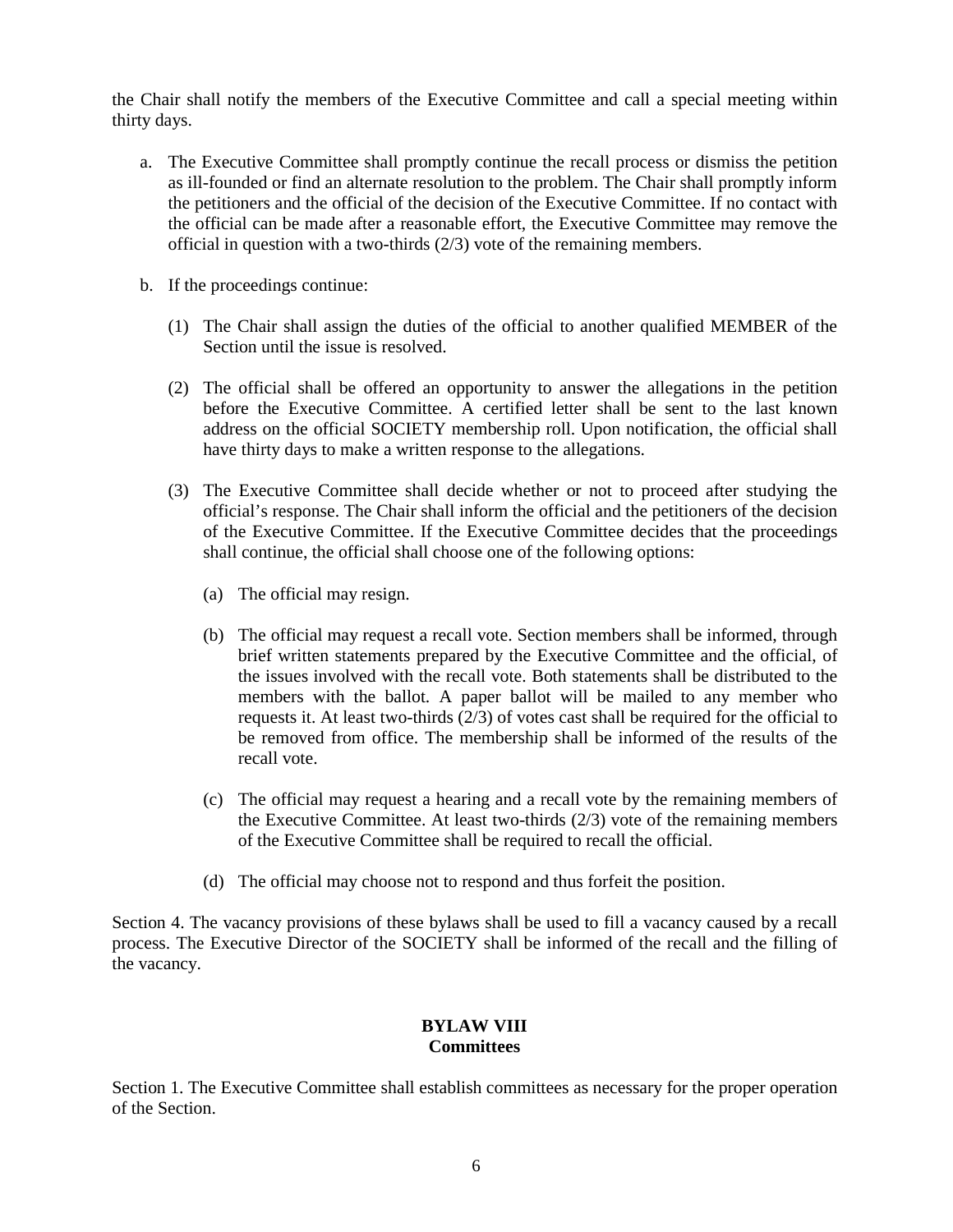the Chair shall notify the members of the Executive Committee and call a special meeting within thirty days.

a. The Executive Committee shall promptly continue the recall process or dismiss the petition as ill-founded or find an alternate resolution to the problem. The Chair shall promptly inform the petitioners and the official of the decision of the Executive Committee. If no contact with the official can be made after a reasonable effort, the Executive Committee may remove the official in question with a two-thirds (2/3) vote of the remaining members.

b. If the proceedings continue:

   (1) The Chair shall assign the duties of the official to another qualified MEMBER of the Section until the issue is resolved.

   (2) The official shall be offered an opportunity to answer the allegations in the petition before the Executive Committee. A certified letter shall be sent to the last known address on the official SOCIETY membership roll. Upon notification, the official shall have thirty days to make a written response to the allegations.

   (3) The Executive Committee shall decide whether or not to proceed after studying the official's response. The Chair shall inform the official and the petitioners of the decision of the Executive Committee. If the Executive Committee decides that the proceedings shall continue, the official shall choose one of the following options:

      (a) The official may resign.

      (b) The official may request a recall vote. Section members shall be informed, through brief written statements prepared by the Executive Committee and the official, of the issues involved with the recall vote. Both statements shall be distributed to the members with the ballot. A paper ballot will be mailed to any member who requests it. At least two-thirds (2/3) of votes cast shall be required for the official to be removed from office. The membership shall be informed of the results of the recall vote.

      (c) The official may request a hearing and a recall vote by the remaining members of the Executive Committee. At least two-thirds (2/3) vote of the remaining members of the Executive Committee shall be required to recall the official.

      (d) The official may choose not to respond and thus forfeit the position.

Section 4. The vacancy provisions of these bylaws shall be used to fill a vacancy caused by a recall process. The Executive Director of the SOCIETY shall be informed of the recall and the filling of the vacancy.

## BYLAW VIII
## Committees

Section 1. The Executive Committee shall establish committees as necessary for the proper operation of the Section.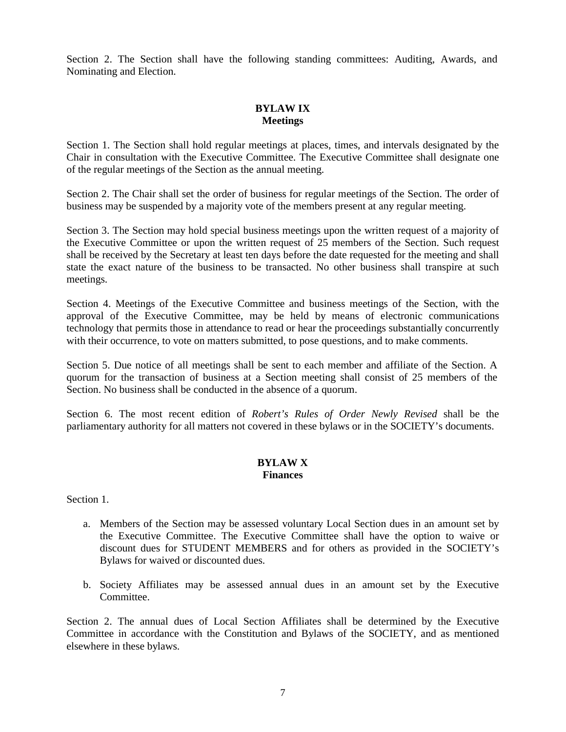Section 2. The Section shall have the following standing committees: Auditing, Awards, and Nominating and Election.

## BYLAW IX
## Meetings

Section 1. The Section shall hold regular meetings at places, times, and intervals designated by the Chair in consultation with the Executive Committee. The Executive Committee shall designate one of the regular meetings of the Section as the annual meeting.

Section 2. The Chair shall set the order of business for regular meetings of the Section. The order of business may be suspended by a majority vote of the members present at any regular meeting.

Section 3. The Section may hold special business meetings upon the written request of a majority of the Executive Committee or upon the written request of 25 members of the Section. Such request shall be received by the Secretary at least ten days before the date requested for the meeting and shall state the exact nature of the business to be transacted. No other business shall transpire at such meetings.

Section 4. Meetings of the Executive Committee and business meetings of the Section, with the approval of the Executive Committee, may be held by means of electronic communications technology that permits those in attendance to read or hear the proceedings substantially concurrently with their occurrence, to vote on matters submitted, to pose questions, and to make comments.

Section 5. Due notice of all meetings shall be sent to each member and affiliate of the Section. A quorum for the transaction of business at a Section meeting shall consist of 25 members of the Section. No business shall be conducted in the absence of a quorum.

Section 6. The most recent edition of *Robert's Rules of Order Newly Revised* shall be the parliamentary authority for all matters not covered in these bylaws or in the SOCIETY's documents.

## BYLAW X
## Finances

Section 1.

a. Members of the Section may be assessed voluntary Local Section dues in an amount set by the Executive Committee. The Executive Committee shall have the option to waive or discount dues for STUDENT MEMBERS and for others as provided in the SOCIETY's Bylaws for waived or discounted dues.

b. Society Affiliates may be assessed annual dues in an amount set by the Executive Committee.

Section 2. The annual dues of Local Section Affiliates shall be determined by the Executive Committee in accordance with the Constitution and Bylaws of the SOCIETY, and as mentioned elsewhere in these bylaws.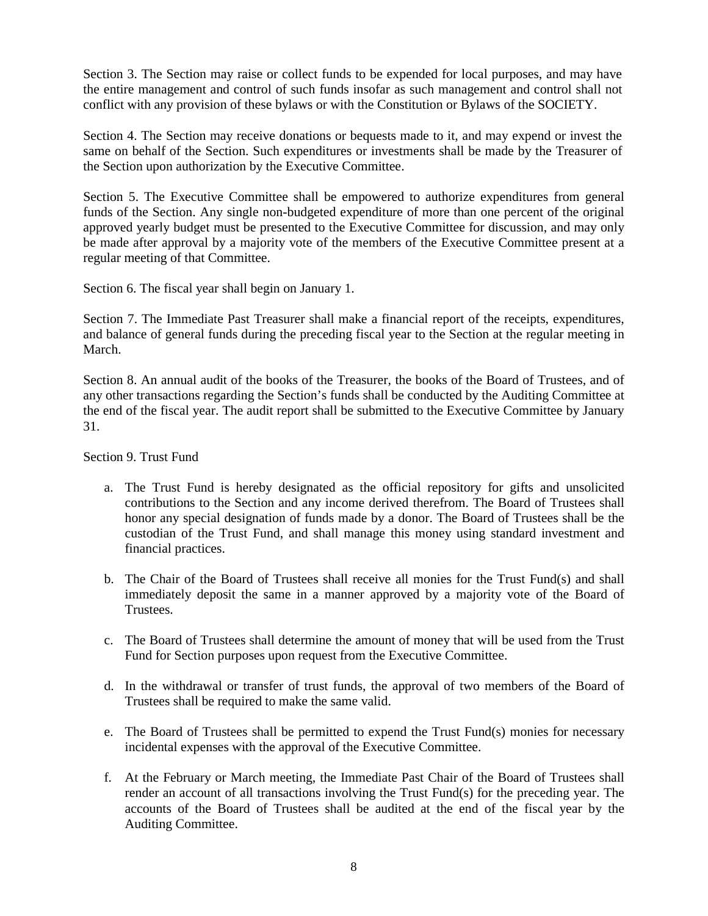Section 3. The Section may raise or collect funds to be expended for local purposes, and may have the entire management and control of such funds insofar as such management and control shall not conflict with any provision of these bylaws or with the Constitution or Bylaws of the SOCIETY.

Section 4. The Section may receive donations or bequests made to it, and may expend or invest the same on behalf of the Section. Such expenditures or investments shall be made by the Treasurer of the Section upon authorization by the Executive Committee.

Section 5. The Executive Committee shall be empowered to authorize expenditures from general funds of the Section. Any single non-budgeted expenditure of more than one percent of the original approved yearly budget must be presented to the Executive Committee for discussion, and may only be made after approval by a majority vote of the members of the Executive Committee present at a regular meeting of that Committee.

Section 6. The fiscal year shall begin on January 1.

Section 7. The Immediate Past Treasurer shall make a financial report of the receipts, expenditures, and balance of general funds during the preceding fiscal year to the Section at the regular meeting in March.

Section 8. An annual audit of the books of the Treasurer, the books of the Board of Trustees, and of any other transactions regarding the Section's funds shall be conducted by the Auditing Committee at the end of the fiscal year. The audit report shall be submitted to the Executive Committee by January 31.

Section 9. Trust Fund

a. The Trust Fund is hereby designated as the official repository for gifts and unsolicited contributions to the Section and any income derived therefrom. The Board of Trustees shall honor any special designation of funds made by a donor. The Board of Trustees shall be the custodian of the Trust Fund, and shall manage this money using standard investment and financial practices.

b. The Chair of the Board of Trustees shall receive all monies for the Trust Fund(s) and shall immediately deposit the same in a manner approved by a majority vote of the Board of Trustees.

c. The Board of Trustees shall determine the amount of money that will be used from the Trust Fund for Section purposes upon request from the Executive Committee.

d. In the withdrawal or transfer of trust funds, the approval of two members of the Board of Trustees shall be required to make the same valid.

e. The Board of Trustees shall be permitted to expend the Trust Fund(s) monies for necessary incidental expenses with the approval of the Executive Committee.

f. At the February or March meeting, the Immediate Past Chair of the Board of Trustees shall render an account of all transactions involving the Trust Fund(s) for the preceding year. The accounts of the Board of Trustees shall be audited at the end of the fiscal year by the Auditing Committee.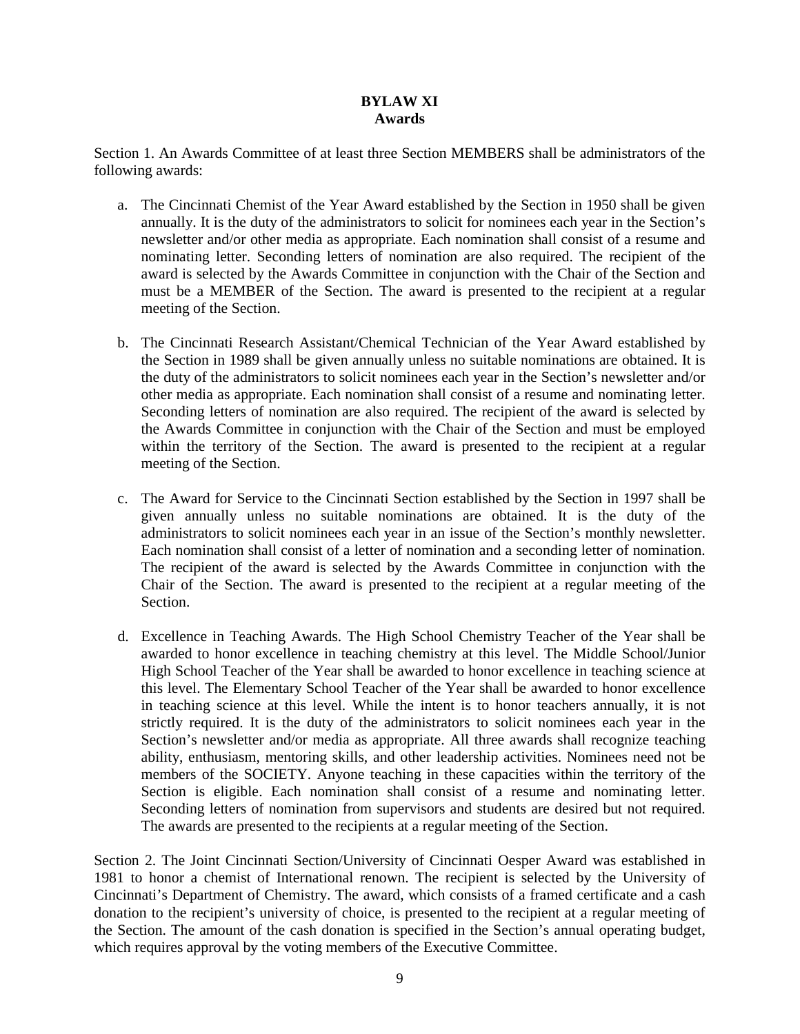# BYLAW XI
## Awards

Section 1. An Awards Committee of at least three Section MEMBERS shall be administrators of the following awards:

a. The Cincinnati Chemist of the Year Award established by the Section in 1950 shall be given annually. It is the duty of the administrators to solicit for nominees each year in the Section's newsletter and/or other media as appropriate. Each nomination shall consist of a resume and nominating letter. Seconding letters of nomination are also required. The recipient of the award is selected by the Awards Committee in conjunction with the Chair of the Section and must be a MEMBER of the Section. The award is presented to the recipient at a regular meeting of the Section.

b. The Cincinnati Research Assistant/Chemical Technician of the Year Award established by the Section in 1989 shall be given annually unless no suitable nominations are obtained. It is the duty of the administrators to solicit nominees each year in the Section's newsletter and/or other media as appropriate. Each nomination shall consist of a resume and nominating letter. Seconding letters of nomination are also required. The recipient of the award is selected by the Awards Committee in conjunction with the Chair of the Section and must be employed within the territory of the Section. The award is presented to the recipient at a regular meeting of the Section.

c. The Award for Service to the Cincinnati Section established by the Section in 1997 shall be given annually unless no suitable nominations are obtained. It is the duty of the administrators to solicit nominees each year in an issue of the Section's monthly newsletter. Each nomination shall consist of a letter of nomination and a seconding letter of nomination. The recipient of the award is selected by the Awards Committee in conjunction with the Chair of the Section. The award is presented to the recipient at a regular meeting of the Section.

d. Excellence in Teaching Awards. The High School Chemistry Teacher of the Year shall be awarded to honor excellence in teaching chemistry at this level. The Middle School/Junior High School Teacher of the Year shall be awarded to honor excellence in teaching science at this level. The Elementary School Teacher of the Year shall be awarded to honor excellence in teaching science at this level. While the intent is to honor teachers annually, it is not strictly required. It is the duty of the administrators to solicit nominees each year in the Section's newsletter and/or media as appropriate. All three awards shall recognize teaching ability, enthusiasm, mentoring skills, and other leadership activities. Nominees need not be members of the SOCIETY. Anyone teaching in these capacities within the territory of the Section is eligible. Each nomination shall consist of a resume and nominating letter. Seconding letters of nomination from supervisors and students are desired but not required. The awards are presented to the recipients at a regular meeting of the Section.

Section 2. The Joint Cincinnati Section/University of Cincinnati Oesper Award was established in 1981 to honor a chemist of International renown. The recipient is selected by the University of Cincinnati's Department of Chemistry. The award, which consists of a framed certificate and a cash donation to the recipient's university of choice, is presented to the recipient at a regular meeting of the Section. The amount of the cash donation is specified in the Section's annual operating budget, which requires approval by the voting members of the Executive Committee.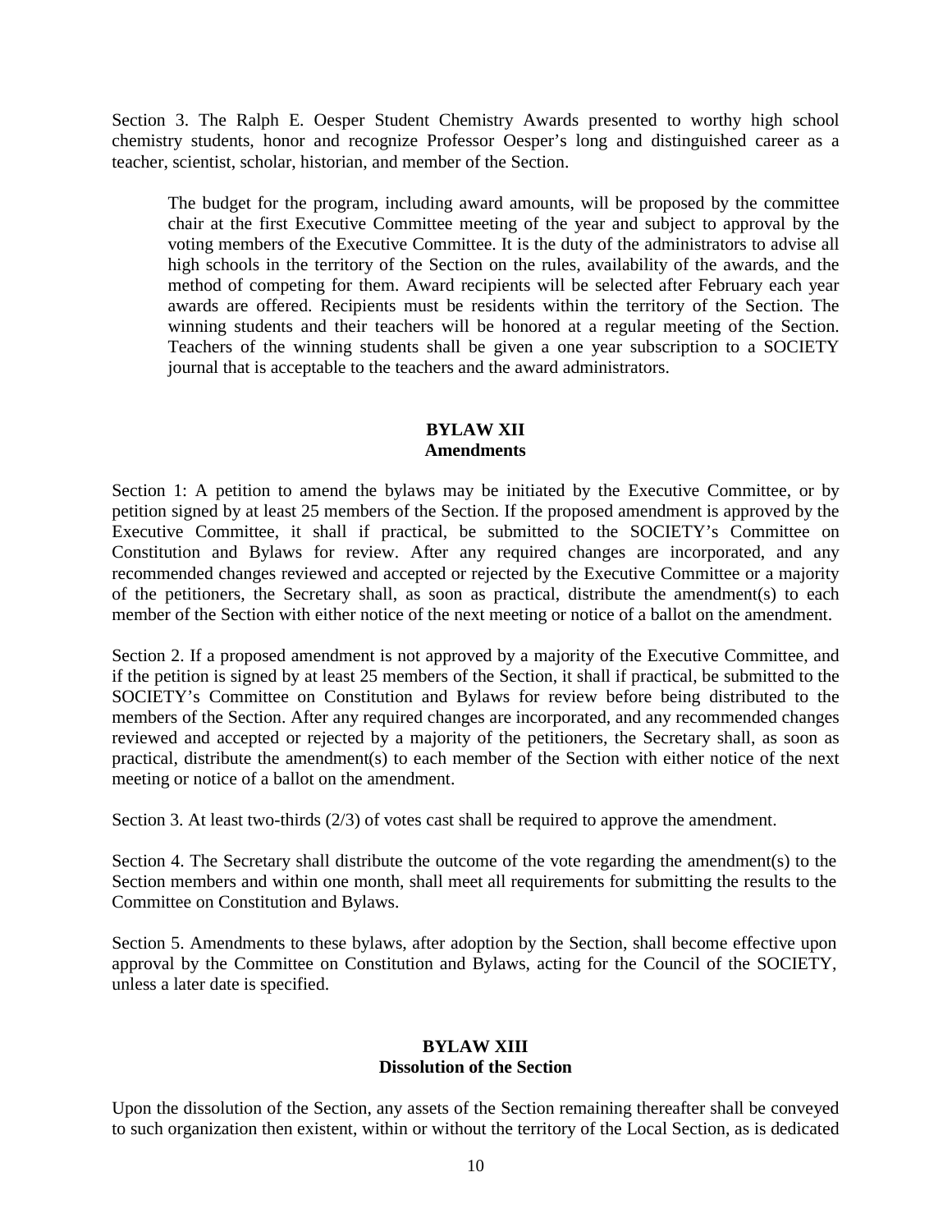Section 3. The Ralph E. Oesper Student Chemistry Awards presented to worthy high school chemistry students, honor and recognize Professor Oesper's long and distinguished career as a teacher, scientist, scholar, historian, and member of the Section.

> The budget for the program, including award amounts, will be proposed by the committee chair at the first Executive Committee meeting of the year and subject to approval by the voting members of the Executive Committee. It is the duty of the administrators to advise all high schools in the territory of the Section on the rules, availability of the awards, and the method of competing for them. Award recipients will be selected after February each year awards are offered. Recipients must be residents within the territory of the Section. The winning students and their teachers will be honored at a regular meeting of the Section. Teachers of the winning students shall be given a one year subscription to a SOCIETY journal that is acceptable to the teachers and the award administrators.

## BYLAW XII
## Amendments

Section 1: A petition to amend the bylaws may be initiated by the Executive Committee, or by petition signed by at least 25 members of the Section. If the proposed amendment is approved by the Executive Committee, it shall if practical, be submitted to the SOCIETY's Committee on Constitution and Bylaws for review. After any required changes are incorporated, and any recommended changes reviewed and accepted or rejected by the Executive Committee or a majority of the petitioners, the Secretary shall, as soon as practical, distribute the amendment(s) to each member of the Section with either notice of the next meeting or notice of a ballot on the amendment.

Section 2. If a proposed amendment is not approved by a majority of the Executive Committee, and if the petition is signed by at least 25 members of the Section, it shall if practical, be submitted to the SOCIETY's Committee on Constitution and Bylaws for review before being distributed to the members of the Section. After any required changes are incorporated, and any recommended changes reviewed and accepted or rejected by a majority of the petitioners, the Secretary shall, as soon as practical, distribute the amendment(s) to each member of the Section with either notice of the next meeting or notice of a ballot on the amendment.

Section 3. At least two-thirds (2/3) of votes cast shall be required to approve the amendment.

Section 4. The Secretary shall distribute the outcome of the vote regarding the amendment(s) to the Section members and within one month, shall meet all requirements for submitting the results to the Committee on Constitution and Bylaws.

Section 5. Amendments to these bylaws, after adoption by the Section, shall become effective upon approval by the Committee on Constitution and Bylaws, acting for the Council of the SOCIETY, unless a later date is specified.

## BYLAW XIII
## Dissolution of the Section

Upon the dissolution of the Section, any assets of the Section remaining thereafter shall be conveyed to such organization then existent, within or without the territory of the Local Section, as is dedicated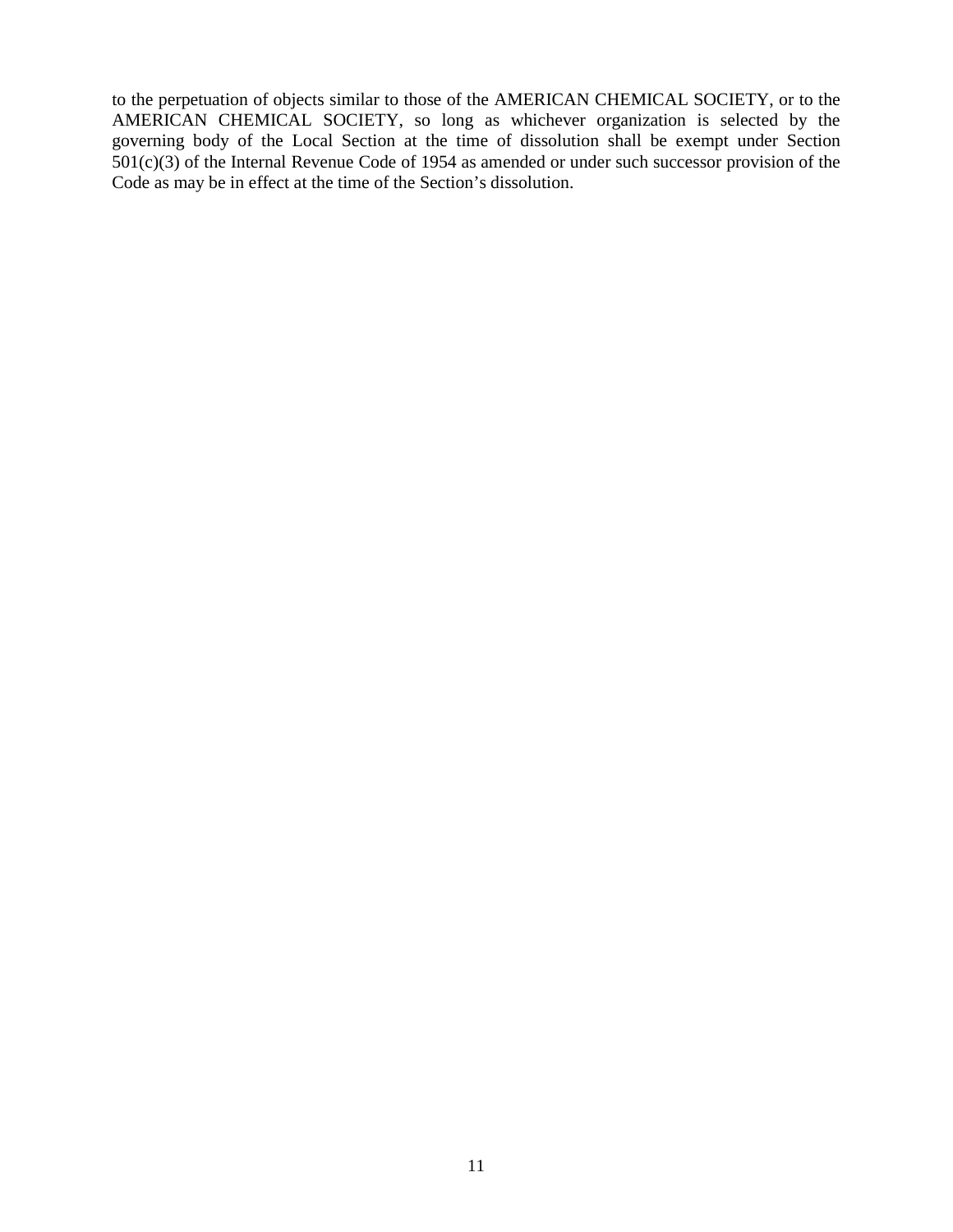to the perpetuation of objects similar to those of the AMERICAN CHEMICAL SOCIETY, or to the AMERICAN CHEMICAL SOCIETY, so long as whichever organization is selected by the governing body of the Local Section at the time of dissolution shall be exempt under Section 501(c)(3) of the Internal Revenue Code of 1954 as amended or under such successor provision of the Code as may be in effect at the time of the Section's dissolution.